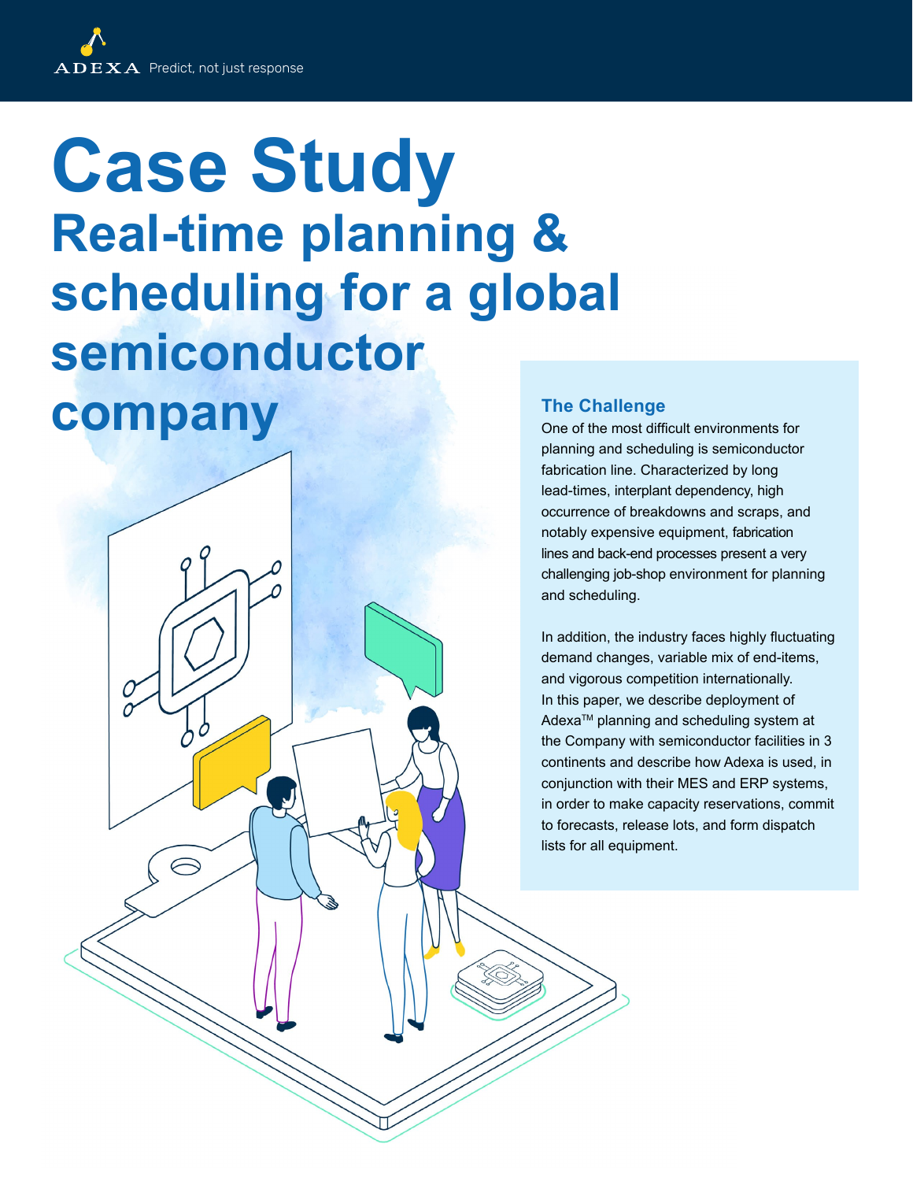ADEXA Predict, not just response

# Case Study

## Real-time planning & scheduling for a global semiconductor company

### The Challenge

One of the most difficult environments for planning and scheduling is semiconductor fabrication line. Characterized by long lead-times, interplant dependency, high occurrence of breakdowns and scraps, and notably expensive equipment, fabrication lines and back-end processes present a very challenging job-shop environment for planning and scheduling.

In addition, the industry faces highly fluctuating demand changes, variable mix of end-items, and vigorous competition internationally. In this paper, we describe deployment of Adexa™ planning and scheduling system at the Company with semiconductor facilities in 3 continents and describe how Adexa is used, in conjunction with their MES and ERP systems, in order to make capacity reservations, commit to forecasts, release lots, and form dispatch lists for all equipment.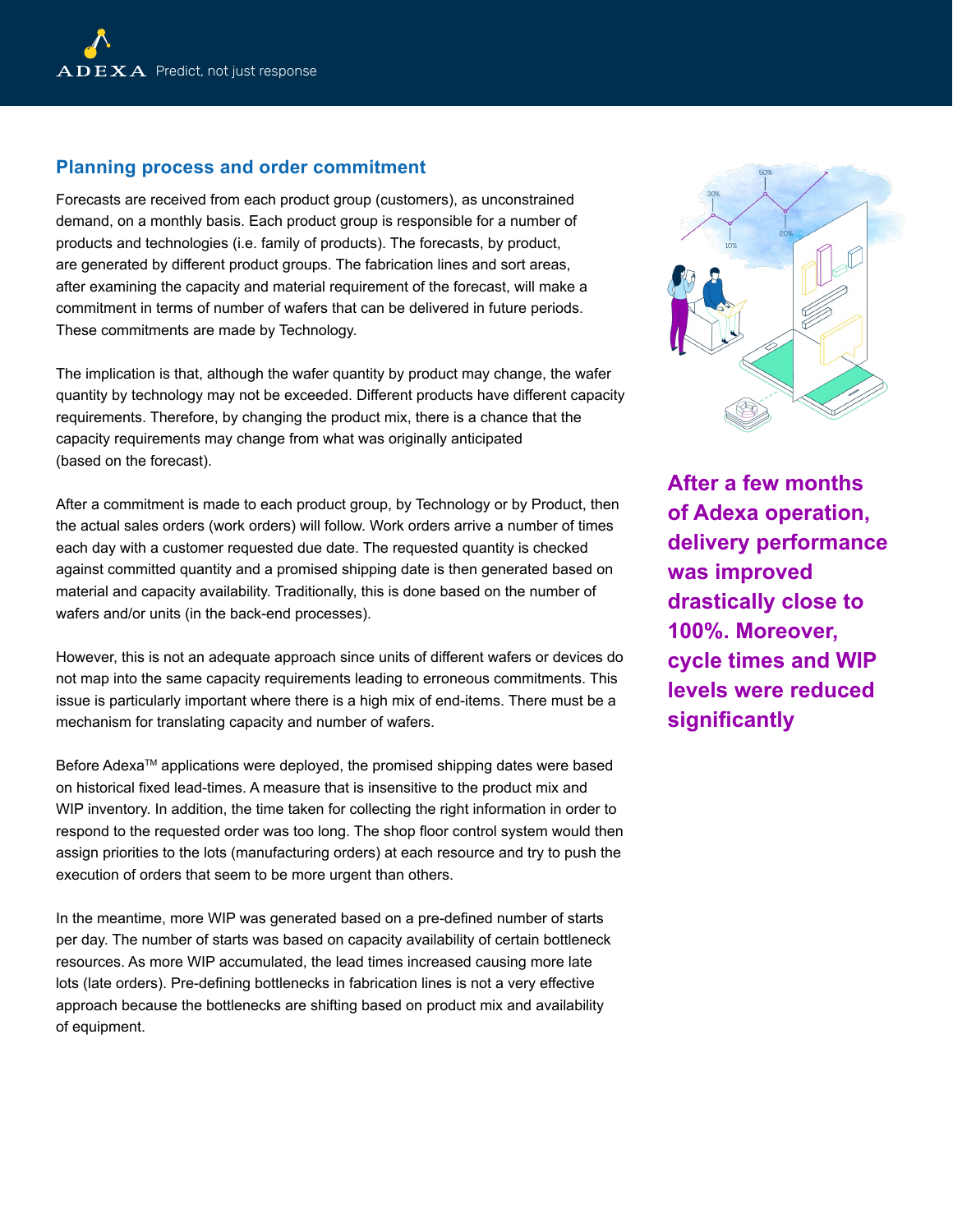## Planning process and order commitment

Forecasts are received from each product group (customers), as unconstrained demand, on a monthly basis. Each product group is responsible for a number of products and technologies (i.e. family of products). The forecasts, by product, are generated by different product groups. The fabrication lines and sort areas, after examining the capacity and material requirement of the forecast, will make a commitment in terms of number of wafers that can be delivered in future periods. These commitments are made by Technology.

The implication is that, although the wafer quantity by product may change, the wafer quantity by technology may not be exceeded. Different products have different capacity requirements. Therefore, by changing the product mix, there is a chance that the capacity requirements may change from what was originally anticipated (based on the forecast).

After a commitment is made to each product group, by Technology or by Product, then the actual sales orders (work orders) will follow. Work orders arrive a number of times each day with a customer requested due date. The requested quantity is checked against committed quantity and a promised shipping date is then generated based on material and capacity availability. Traditionally, this is done based on the number of wafers and/or units (in the back-end processes).

However, this is not an adequate approach since units of different wafers or devices do not map into the same capacity requirements leading to erroneous commitments. This issue is particularly important where there is a high mix of end-items. There must be a mechanism for translating capacity and number of wafers.

Before Adexa™ applications were deployed, the promised shipping dates were based on historical fixed lead-times. A measure that is insensitive to the product mix and WIP inventory. In addition, the time taken for collecting the right information in order to respond to the requested order was too long. The shop floor control system would then assign priorities to the lots (manufacturing orders) at each resource and try to push the execution of orders that seem to be more urgent than others.

In the meantime, more WIP was generated based on a pre-defined number of starts per day. The number of starts was based on capacity availability of certain bottleneck resources. As more WIP accumulated, the lead times increased causing more late lots (late orders). Pre-defining bottlenecks in fabrication lines is not a very effective approach because the bottlenecks are shifting based on product mix and availability of equipment.

**After a few months of Adexa operation, delivery performance was improved drastically close to 100%. Moreover, cycle times and WIP levels were reduced significantly**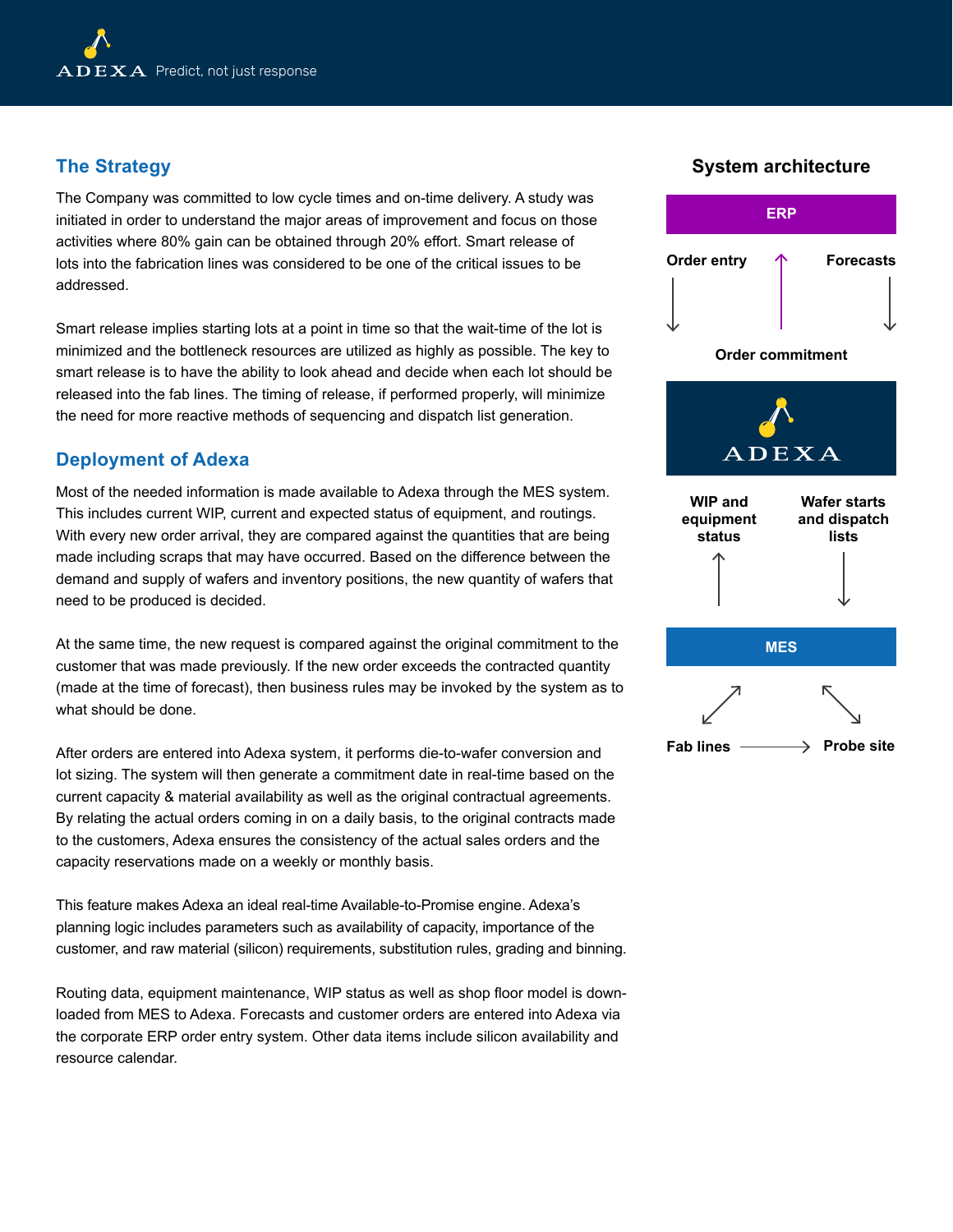## The Strategy

The Company was committed to low cycle times and on-time delivery. A study was initiated in order to understand the major areas of improvement and focus on those activities where 80% gain can be obtained through 20% effort. Smart release of lots into the fabrication lines was considered to be one of the critical issues to be addressed.

Smart release implies starting lots at a point in time so that the wait-time of the lot is minimized and the bottleneck resources are utilized as highly as possible. The key to smart release is to have the ability to look ahead and decide when each lot should be released into the fab lines. The timing of release, if performed properly, will minimize the need for more reactive methods of sequencing and dispatch list generation.

## Deployment of Adexa

Most of the needed information is made available to Adexa through the MES system. This includes current WIP, current and expected status of equipment, and routings. With every new order arrival, they are compared against the quantities that are being made including scraps that may have occurred. Based on the difference between the demand and supply of wafers and inventory positions, the new quantity of wafers that need to be produced is decided.

At the same time, the new request is compared against the original commitment to the customer that was made previously. If the new order exceeds the contracted quantity (made at the time of forecast), then business rules may be invoked by the system as to what should be done.

After orders are entered into Adexa system, it performs die-to-wafer conversion and lot sizing. The system will then generate a commitment date in real-time based on the current capacity & material availability as well as the original contractual agreements. By relating the actual orders coming in on a daily basis, to the original contracts made to the customers, Adexa ensures the consistency of the actual sales orders and the capacity reservations made on a weekly or monthly basis.

This feature makes Adexa an ideal real-time Available-to-Promise engine. Adexa's planning logic includes parameters such as availability of capacity, importance of the customer, and raw material (silicon) requirements, substitution rules, grading and binning.

Routing data, equipment maintenance, WIP status as well as shop floor model is down-loaded from MES to Adexa. Forecasts and customer orders are entered into Adexa via the corporate ERP order entry system. Other data items include silicon availability and resource calendar.

### System architecture

ERP

Order entry ↓ | Order commitment ↑ | Forecasts ↓

ADEXA

WIP and equipment status ↑ | Wafer starts and dispatch lists ↓

MES

Fab lines → Probe site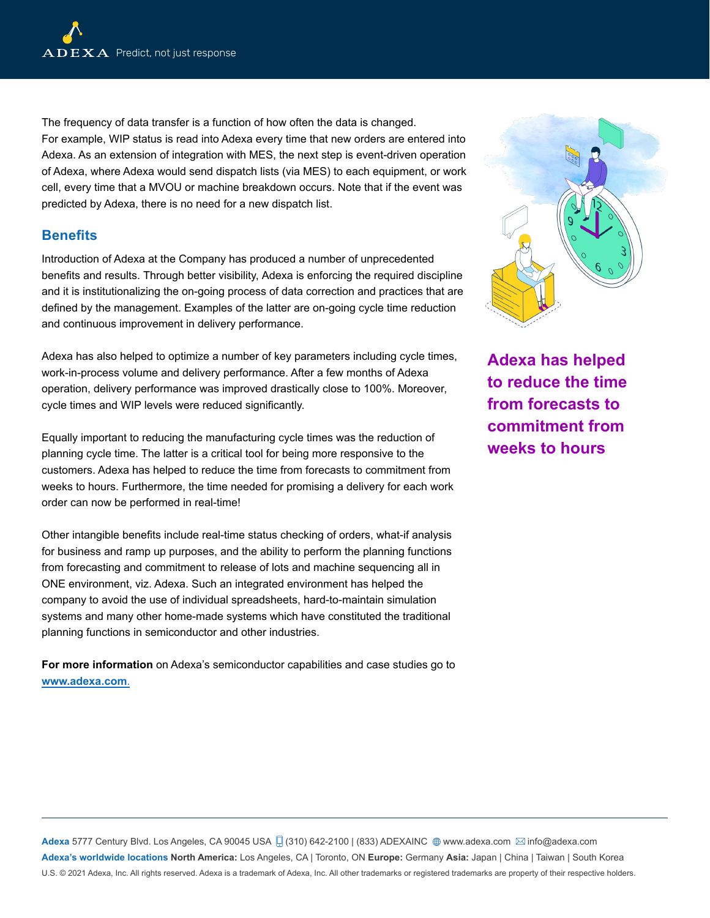The frequency of data transfer is a function of how often the data is changed. For example, WIP status is read into Adexa every time that new orders are entered into Adexa. As an extension of integration with MES, the next step is event-driven operation of Adexa, where Adexa would send dispatch lists (via MES) to each equipment, or work cell, every time that a MVOU or machine breakdown occurs. Note that if the event was predicted by Adexa, there is no need for a new dispatch list.

## Benefits

Introduction of Adexa at the Company has produced a number of unprecedented benefits and results. Through better visibility, Adexa is enforcing the required discipline and it is institutionalizing the on-going process of data correction and practices that are defined by the management. Examples of the latter are on-going cycle time reduction and continuous improvement in delivery performance.

Adexa has also helped to optimize a number of key parameters including cycle times, work-in-process volume and delivery performance. After a few months of Adexa operation, delivery performance was improved drastically close to 100%. Moreover, cycle times and WIP levels were reduced significantly.

Equally important to reducing the manufacturing cycle times was the reduction of planning cycle time. The latter is a critical tool for being more responsive to the customers. Adexa has helped to reduce the time from forecasts to commitment from weeks to hours. Furthermore, the time needed for promising a delivery for each work order can now be performed in real-time!

**Adexa has helped to reduce the time from forecasts to commitment from weeks to hours**

Other intangible benefits include real-time status checking of orders, what-if analysis for business and ramp up purposes, and the ability to perform the planning functions from forecasting and commitment to release of lots and machine sequencing all in ONE environment, viz. Adexa. Such an integrated environment has helped the company to avoid the use of individual spreadsheets, hard-to-maintain simulation systems and many other home-made systems which have constituted the traditional planning functions in semiconductor and other industries.

**For more information** on Adexa's semiconductor capabilities and case studies go to [www.adexa.com](http://www.adexa.com).

**Adexa** 5777 Century Blvd. Los Angeles, CA 90045 USA (310) 642-2100 | (833) ADEXAINC www.adexa.com info@adexa.com
**Adexa's worldwide locations North America:** Los Angeles, CA | Toronto, ON **Europe:** Germany **Asia:** Japan | China | Taiwan | South Korea
U.S. © 2021 Adexa, Inc. All rights reserved. Adexa is a trademark of Adexa, Inc. All other trademarks or registered trademarks are property of their respective holders.